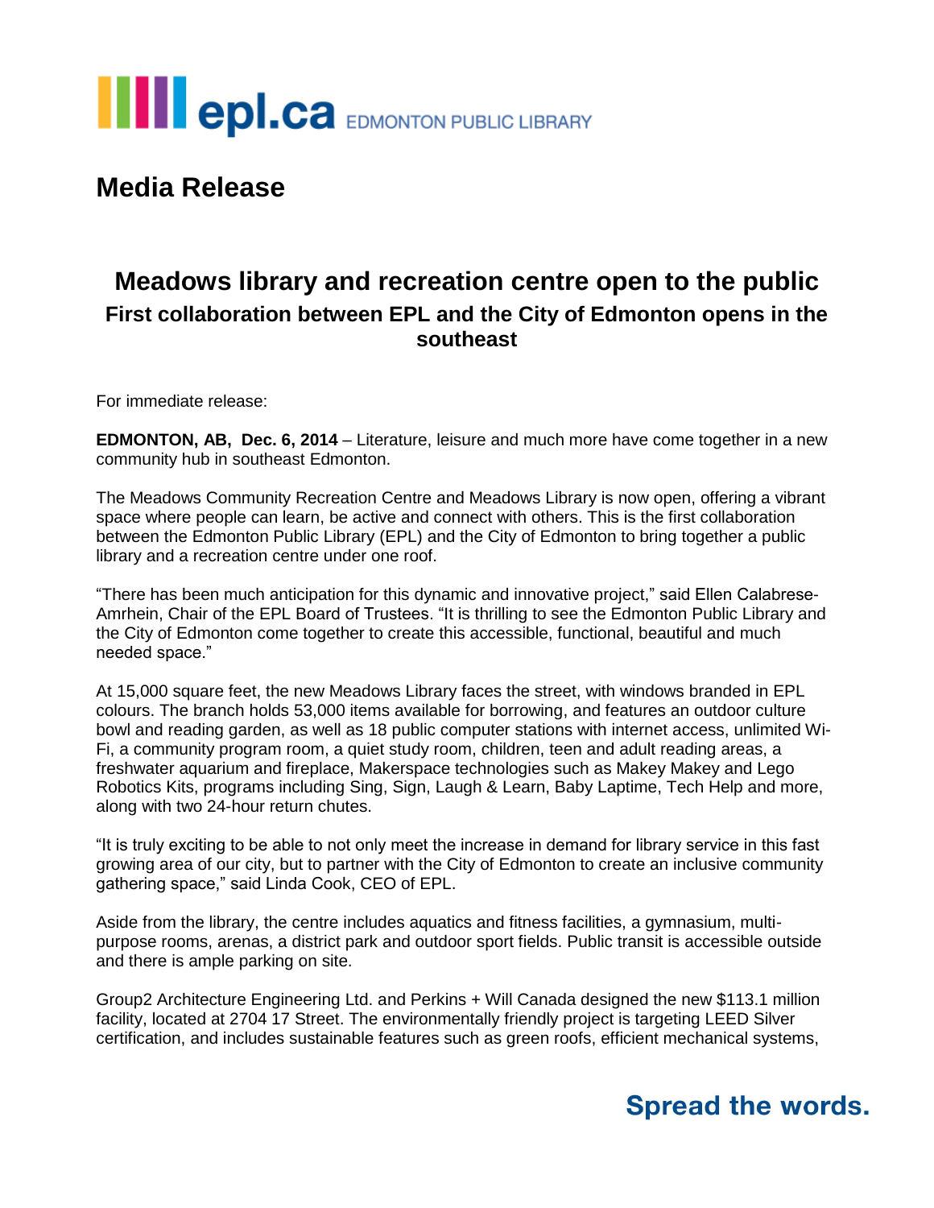epl.ca EDMONTON PUBLIC LIBRARY

# Media Release

## Meadows library and recreation centre open to the public

### First collaboration between EPL and the City of Edmonton opens in the southeast

For immediate release:

**EDMONTON, AB, Dec. 6, 2014** – Literature, leisure and much more have come together in a new community hub in southeast Edmonton.

The Meadows Community Recreation Centre and Meadows Library is now open, offering a vibrant space where people can learn, be active and connect with others. This is the first collaboration between the Edmonton Public Library (EPL) and the City of Edmonton to bring together a public library and a recreation centre under one roof.

"There has been much anticipation for this dynamic and innovative project," said Ellen Calabrese-Amrhein, Chair of the EPL Board of Trustees. "It is thrilling to see the Edmonton Public Library and the City of Edmonton come together to create this accessible, functional, beautiful and much needed space."

At 15,000 square feet, the new Meadows Library faces the street, with windows branded in EPL colours. The branch holds 53,000 items available for borrowing, and features an outdoor culture bowl and reading garden, as well as 18 public computer stations with internet access, unlimited Wi-Fi, a community program room, a quiet study room, children, teen and adult reading areas, a freshwater aquarium and fireplace, Makerspace technologies such as Makey Makey and Lego Robotics Kits, programs including Sing, Sign, Laugh & Learn, Baby Laptime, Tech Help and more, along with two 24-hour return chutes.

"It is truly exciting to be able to not only meet the increase in demand for library service in this fast growing area of our city, but to partner with the City of Edmonton to create an inclusive community gathering space," said Linda Cook, CEO of EPL.

Aside from the library, the centre includes aquatics and fitness facilities, a gymnasium, multi-purpose rooms, arenas, a district park and outdoor sport fields. Public transit is accessible outside and there is ample parking on site.

Group2 Architecture Engineering Ltd. and Perkins + Will Canada designed the new $113.1 million facility, located at 2704 17 Street. The environmentally friendly project is targeting LEED Silver certification, and includes sustainable features such as green roofs, efficient mechanical systems,

**Spread the words.**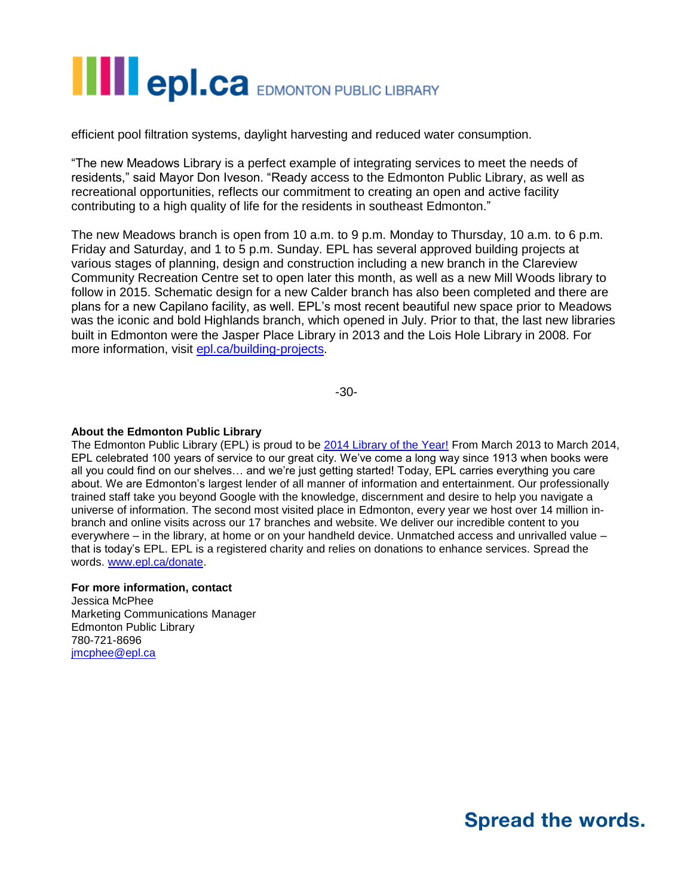efficient pool filtration systems, daylight harvesting and reduced water consumption.

"The new Meadows Library is a perfect example of integrating services to meet the needs of residents," said Mayor Don Iveson. "Ready access to the Edmonton Public Library, as well as recreational opportunities, reflects our commitment to creating an open and active facility contributing to a high quality of life for the residents in southeast Edmonton."

The new Meadows branch is open from 10 a.m. to 9 p.m. Monday to Thursday, 10 a.m. to 6 p.m. Friday and Saturday, and 1 to 5 p.m. Sunday. EPL has several approved building projects at various stages of planning, design and construction including a new branch in the Clareview Community Recreation Centre set to open later this month, as well as a new Mill Woods library to follow in 2015. Schematic design for a new Calder branch has also been completed and there are plans for a new Capilano facility, as well. EPL's most recent beautiful new space prior to Meadows was the iconic and bold Highlands branch, which opened in July. Prior to that, the last new libraries built in Edmonton were the Jasper Place Library in 2013 and the Lois Hole Library in 2008. For more information, visit epl.ca/building-projects.

-30-

**About the Edmonton Public Library**

The Edmonton Public Library (EPL) is proud to be 2014 Library of the Year! From March 2013 to March 2014, EPL celebrated 100 years of service to our great city. We've come a long way since 1913 when books were all you could find on our shelves… and we're just getting started! Today, EPL carries everything you care about. We are Edmonton's largest lender of all manner of information and entertainment. Our professionally trained staff take you beyond Google with the knowledge, discernment and desire to help you navigate a universe of information. The second most visited place in Edmonton, every year we host over 14 million in-branch and online visits across our 17 branches and website. We deliver our incredible content to you everywhere – in the library, at home or on your handheld device. Unmatched access and unrivalled value – that is today's EPL. EPL is a registered charity and relies on donations to enhance services. Spread the words. www.epl.ca/donate.

**For more information, contact**

Jessica McPhee
Marketing Communications Manager
Edmonton Public Library
780-721-8696
jmcphee@epl.ca

**Spread the words.**